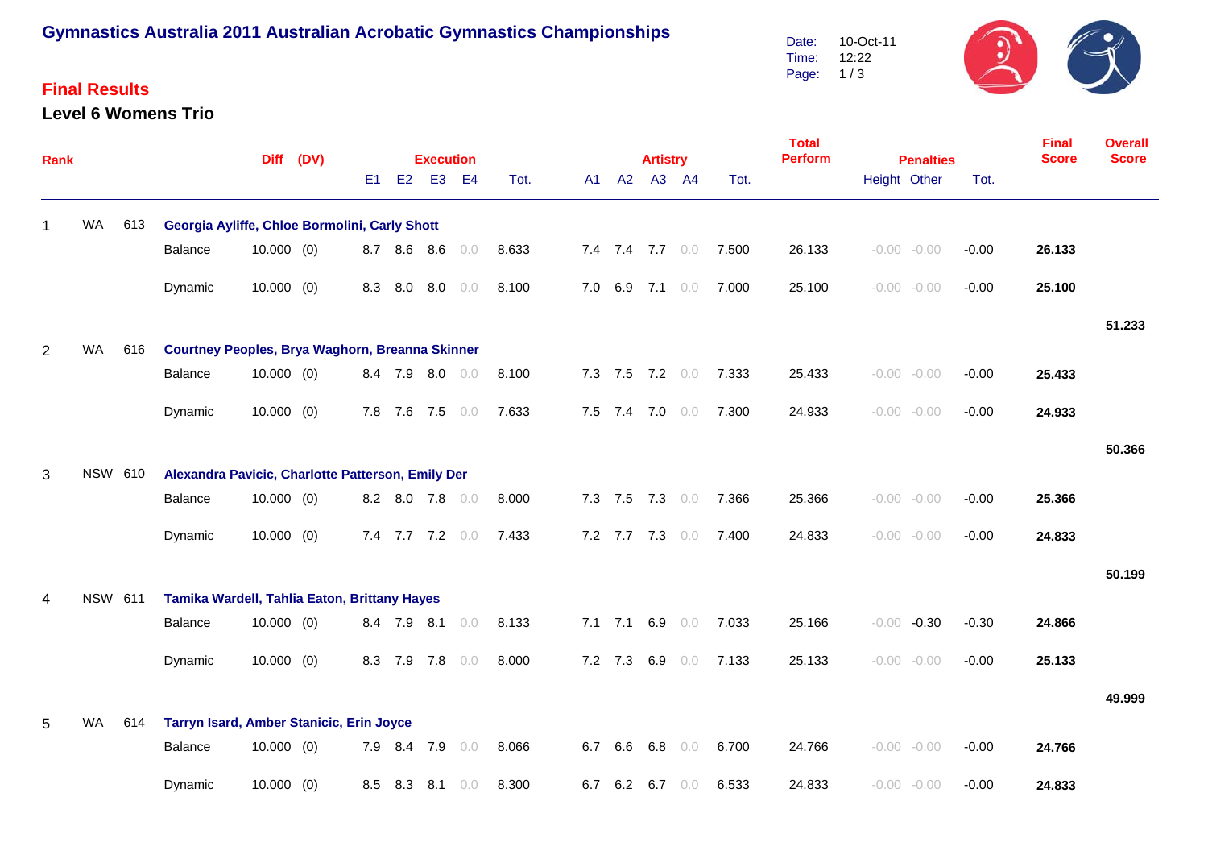# Gymnastics Australia 2011 Australian Acrobatic Gymnastics Championships

Date: 10-Oct-11
Time: 12:22

## Final Results

### Level 6 Womens Trio

| Rank | | | | Diff | (DV) | Execution E1 | E2 | E3 | E4 | Tot. | Artistry A1 | A2 | A3 | A4 | Tot. | Total Perform | Penalties Height | Other | Tot. | Final Score | Overall Score |
|---|---|---|---|---|---|---|---|---|---|---|---|---|---|---|---|---|---|---|---|---|---|
| 1 | WA | 613 | **Georgia Ayliffe, Chloe Bormolini, Carly Shott** | | | | | | | | | | | | | | | | | | |
| | | | Balance | 10.000 | (0) | 8.7 | 8.6 | 8.6 | 0.0 | 8.633 | 7.4 | 7.4 | 7.7 | 0.0 | 7.500 | 26.133 | -0.00 | -0.00 | -0.00 | **26.133** | |
| | | | Dynamic | 10.000 | (0) | 8.3 | 8.0 | 8.0 | 0.0 | 8.100 | 7.0 | 6.9 | 7.1 | 0.0 | 7.000 | 25.100 | -0.00 | -0.00 | -0.00 | **25.100** | |
| | | | | | | | | | | | | | | | | | | | | | **51.233** |
| 2 | WA | 616 | **Courtney Peoples, Brya Waghorn, Breanna Skinner** | | | | | | | | | | | | | | | | | | |
| | | | Balance | 10.000 | (0) | 8.4 | 7.9 | 8.0 | 0.0 | 8.100 | 7.3 | 7.5 | 7.2 | 0.0 | 7.333 | 25.433 | -0.00 | -0.00 | -0.00 | **25.433** | |
| | | | Dynamic | 10.000 | (0) | 7.8 | 7.6 | 7.5 | 0.0 | 7.633 | 7.5 | 7.4 | 7.0 | 0.0 | 7.300 | 24.933 | -0.00 | -0.00 | -0.00 | **24.933** | |
| | | | | | | | | | | | | | | | | | | | | | **50.366** |
| 3 | NSW | 610 | **Alexandra Pavicic, Charlotte Patterson, Emily Der** | | | | | | | | | | | | | | | | | | |
| | | | Balance | 10.000 | (0) | 8.2 | 8.0 | 7.8 | 0.0 | 8.000 | 7.3 | 7.5 | 7.3 | 0.0 | 7.366 | 25.366 | -0.00 | -0.00 | -0.00 | **25.366** | |
| | | | Dynamic | 10.000 | (0) | 7.4 | 7.7 | 7.2 | 0.0 | 7.433 | 7.2 | 7.7 | 7.3 | 0.0 | 7.400 | 24.833 | -0.00 | -0.00 | -0.00 | **24.833** | |
| | | | | | | | | | | | | | | | | | | | | | **50.199** |
| 4 | NSW | 611 | **Tamika Wardell, Tahlia Eaton, Brittany Hayes** | | | | | | | | | | | | | | | | | | |
| | | | Balance | 10.000 | (0) | 8.4 | 7.9 | 8.1 | 0.0 | 8.133 | 7.1 | 7.1 | 6.9 | 0.0 | 7.033 | 25.166 | -0.00 | -0.30 | -0.30 | **24.866** | |
| | | | Dynamic | 10.000 | (0) | 8.3 | 7.9 | 7.8 | 0.0 | 8.000 | 7.2 | 7.3 | 6.9 | 0.0 | 7.133 | 25.133 | -0.00 | -0.00 | -0.00 | **25.133** | |
| | | | | | | | | | | | | | | | | | | | | | **49.999** |
| 5 | WA | 614 | **Tarryn Isard, Amber Stanicic, Erin Joyce** | | | | | | | | | | | | | | | | | | |
| | | | Balance | 10.000 | (0) | 7.9 | 8.4 | 7.9 | 0.0 | 8.066 | 6.7 | 6.6 | 6.8 | 0.0 | 6.700 | 24.766 | -0.00 | -0.00 | -0.00 | **24.766** | |
| | | | Dynamic | 10.000 | (0) | 8.5 | 8.3 | 8.1 | 0.0 | 8.300 | 6.7 | 6.2 | 6.7 | 0.0 | 6.533 | 24.833 | -0.00 | -0.00 | -0.00 | **24.833** | |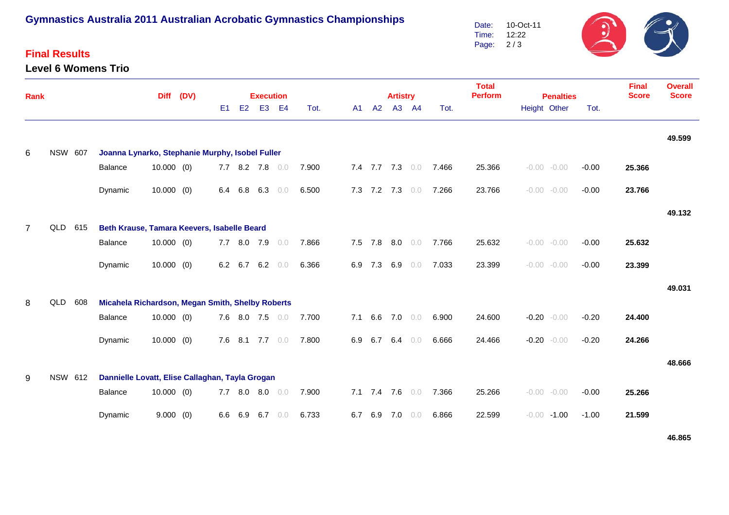# Gymnastics Australia 2011 Australian Acrobatic Gymnastics Championships

Date: 10-Oct-11
Time: 12:22

## Final Results

### Level 6 Womens Trio

| Rank | | | | Diff | (DV) | Execution E1 | E2 | E3 | E4 | Tot. | Artistry A1 | A2 | A3 | A4 | Tot. | Total Perform | Penalties Height | Other | Tot. | Final Score | Overall Score |
|---|---|---|---|---|---|---|---|---|---|---|---|---|---|---|---|---|---|---|---|---|---|
| | | | | | | | | | | | | | | | | | | | | | **49.599** |
| 6 | NSW | 607 | **Joanna Lynarko, Stephanie Murphy, Isobel Fuller** | | | | | | | | | | | | | | | | | | |
| | | | Balance | 10.000 | (0) | 7.7 | 8.2 | 7.8 | 0.0 | 7.900 | 7.4 | 7.7 | 7.3 | 0.0 | 7.466 | 25.366 | -0.00 | -0.00 | -0.00 | **25.366** | |
| | | | Dynamic | 10.000 | (0) | 6.4 | 6.8 | 6.3 | 0.0 | 6.500 | 7.3 | 7.2 | 7.3 | 0.0 | 7.266 | 23.766 | -0.00 | -0.00 | -0.00 | **23.766** | |
| | | | | | | | | | | | | | | | | | | | | | **49.132** |
| 7 | QLD | 615 | **Beth Krause, Tamara Keevers, Isabelle Beard** | | | | | | | | | | | | | | | | | | |
| | | | Balance | 10.000 | (0) | 7.7 | 8.0 | 7.9 | 0.0 | 7.866 | 7.5 | 7.8 | 8.0 | 0.0 | 7.766 | 25.632 | -0.00 | -0.00 | -0.00 | **25.632** | |
| | | | Dynamic | 10.000 | (0) | 6.2 | 6.7 | 6.2 | 0.0 | 6.366 | 6.9 | 7.3 | 6.9 | 0.0 | 7.033 | 23.399 | -0.00 | -0.00 | -0.00 | **23.399** | |
| | | | | | | | | | | | | | | | | | | | | | **49.031** |
| 8 | QLD | 608 | **Micahela Richardson, Megan Smith, Shelby Roberts** | | | | | | | | | | | | | | | | | | |
| | | | Balance | 10.000 | (0) | 7.6 | 8.0 | 7.5 | 0.0 | 7.700 | 7.1 | 6.6 | 7.0 | 0.0 | 6.900 | 24.600 | -0.20 | -0.00 | -0.20 | **24.400** | |
| | | | Dynamic | 10.000 | (0) | 7.6 | 8.1 | 7.7 | 0.0 | 7.800 | 6.9 | 6.7 | 6.4 | 0.0 | 6.666 | 24.466 | -0.20 | -0.00 | -0.20 | **24.266** | |
| | | | | | | | | | | | | | | | | | | | | | **48.666** |
| 9 | NSW | 612 | **Dannielle Lovatt, Elise Callaghan, Tayla Grogan** | | | | | | | | | | | | | | | | | | |
| | | | Balance | 10.000 | (0) | 7.7 | 8.0 | 8.0 | 0.0 | 7.900 | 7.1 | 7.4 | 7.6 | 0.0 | 7.366 | 25.266 | -0.00 | -0.00 | -0.00 | **25.266** | |
| | | | Dynamic | 9.000 | (0) | 6.6 | 6.9 | 6.7 | 0.0 | 6.733 | 6.7 | 6.9 | 7.0 | 0.0 | 6.866 | 22.599 | -0.00 | -1.00 | -1.00 | **21.599** | |
| | | | | | | | | | | | | | | | | | | | | | **46.865** |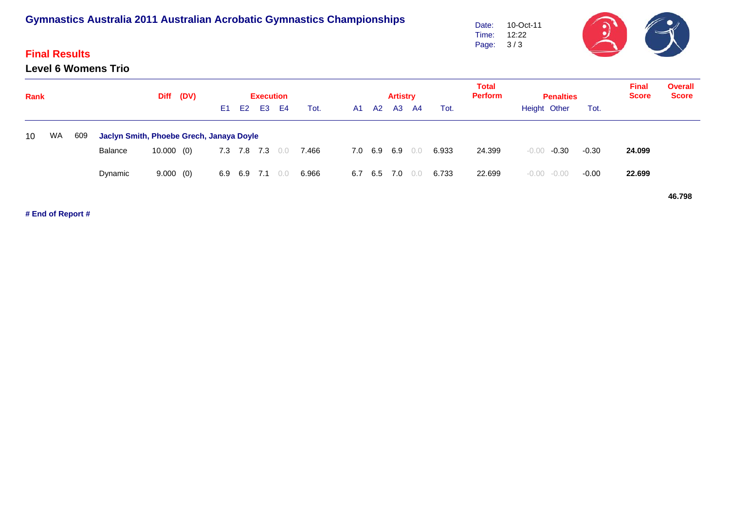## Gymnastics Australia 2011 Australian Acrobatic Gymnastics Championships

Date: 10-Oct-11
Time: 12:22

### Final Results

### Level 6 Womens Trio

| Rank | | | | Diff | (DV) | Execution | | | | | Artistry | | | | | Total Perform | Penalties | | | Final Score | Overall Score |
|---|---|---|---|---|---|---|---|---|---|---|---|---|---|---|---|---|---|---|---|---|---|
| | | | | | | E1 | E2 | E3 | E4 | Tot. | A1 | A2 | A3 | A4 | Tot. | | Height | Other | Tot. | | |
| 10 | WA | 609 | **Jaclyn Smith, Phoebe Grech, Janaya Doyle** | | | | | | | | | | | | | | | | | | |
| | | | Balance | 10.000 | (0) | 7.3 | 7.8 | 7.3 | 0.0 | 7.466 | 7.0 | 6.9 | 6.9 | 0.0 | 6.933 | 24.399 | -0.00 | -0.30 | -0.30 | **24.099** | |
| | | | Dynamic | 9.000 | (0) | 6.9 | 6.9 | 7.1 | 0.0 | 6.966 | 6.7 | 6.5 | 7.0 | 0.0 | 6.733 | 22.699 | -0.00 | -0.00 | -0.00 | **22.699** | |
| | | | | | | | | | | | | | | | | | | | | | **46.798** |

**# End of Report #**